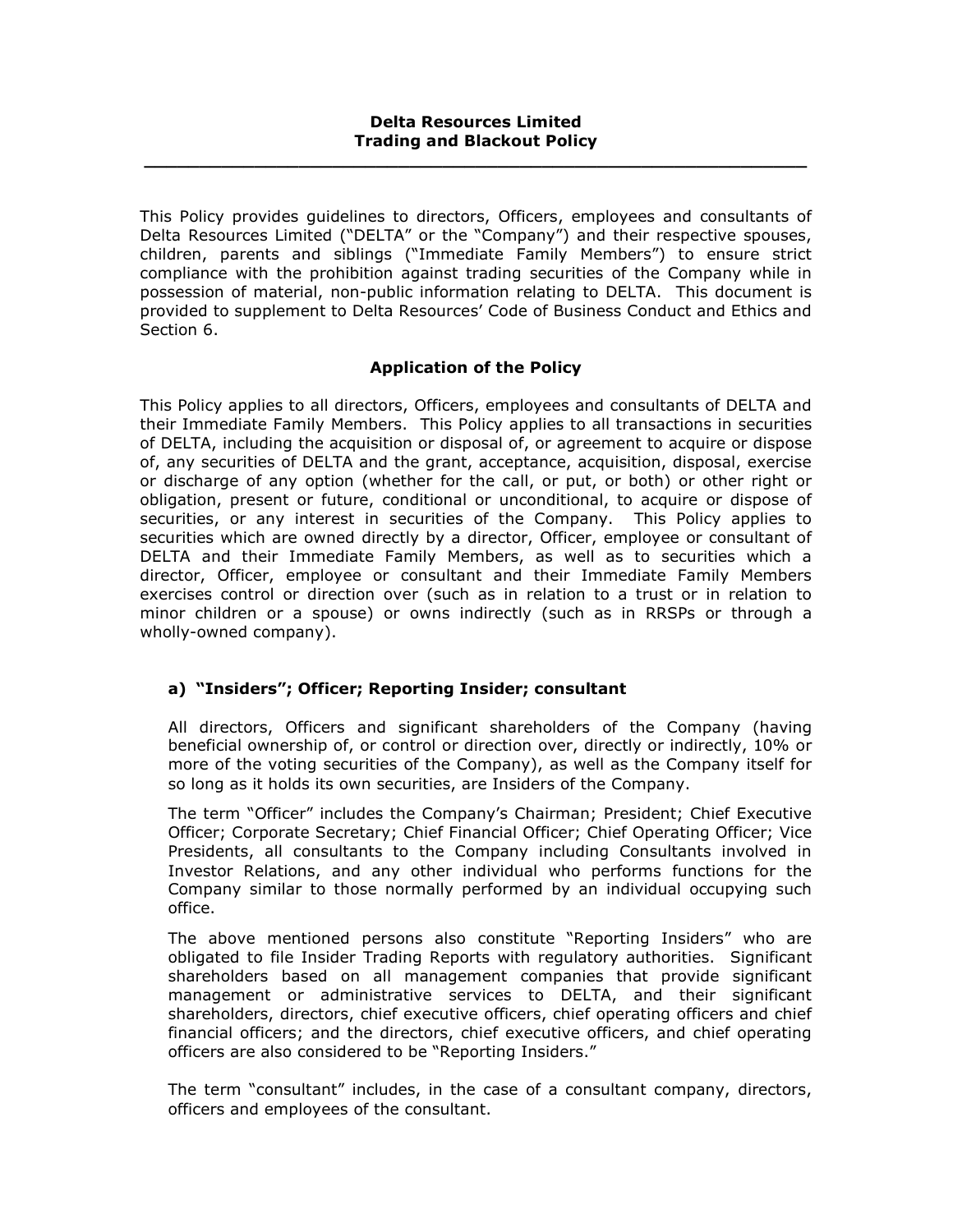# Delta Resources Limited
# Trading and Blackout Policy

---

This Policy provides guidelines to directors, Officers, employees and consultants of Delta Resources Limited ("DELTA" or the "Company") and their respective spouses, children, parents and siblings ("Immediate Family Members") to ensure strict compliance with the prohibition against trading securities of the Company while in possession of material, non-public information relating to DELTA. This document is provided to supplement to Delta Resources' Code of Business Conduct and Ethics and Section 6.

## Application of the Policy

This Policy applies to all directors, Officers, employees and consultants of DELTA and their Immediate Family Members. This Policy applies to all transactions in securities of DELTA, including the acquisition or disposal of, or agreement to acquire or dispose of, any securities of DELTA and the grant, acceptance, acquisition, disposal, exercise or discharge of any option (whether for the call, or put, or both) or other right or obligation, present or future, conditional or unconditional, to acquire or dispose of securities, or any interest in securities of the Company. This Policy applies to securities which are owned directly by a director, Officer, employee or consultant of DELTA and their Immediate Family Members, as well as to securities which a director, Officer, employee or consultant and their Immediate Family Members exercises control or direction over (such as in relation to a trust or in relation to minor children or a spouse) or owns indirectly (such as in RRSPs or through a wholly-owned company).

### a) "Insiders"; Officer; Reporting Insider; consultant

All directors, Officers and significant shareholders of the Company (having beneficial ownership of, or control or direction over, directly or indirectly, 10% or more of the voting securities of the Company), as well as the Company itself for so long as it holds its own securities, are Insiders of the Company.

The term "Officer" includes the Company's Chairman; President; Chief Executive Officer; Corporate Secretary; Chief Financial Officer; Chief Operating Officer; Vice Presidents, all consultants to the Company including Consultants involved in Investor Relations, and any other individual who performs functions for the Company similar to those normally performed by an individual occupying such office.

The above mentioned persons also constitute "Reporting Insiders" who are obligated to file Insider Trading Reports with regulatory authorities. Significant shareholders based on all management companies that provide significant management or administrative services to DELTA, and their significant shareholders, directors, chief executive officers, chief operating officers and chief financial officers; and the directors, chief executive officers, and chief operating officers are also considered to be "Reporting Insiders."

The term "consultant" includes, in the case of a consultant company, directors, officers and employees of the consultant.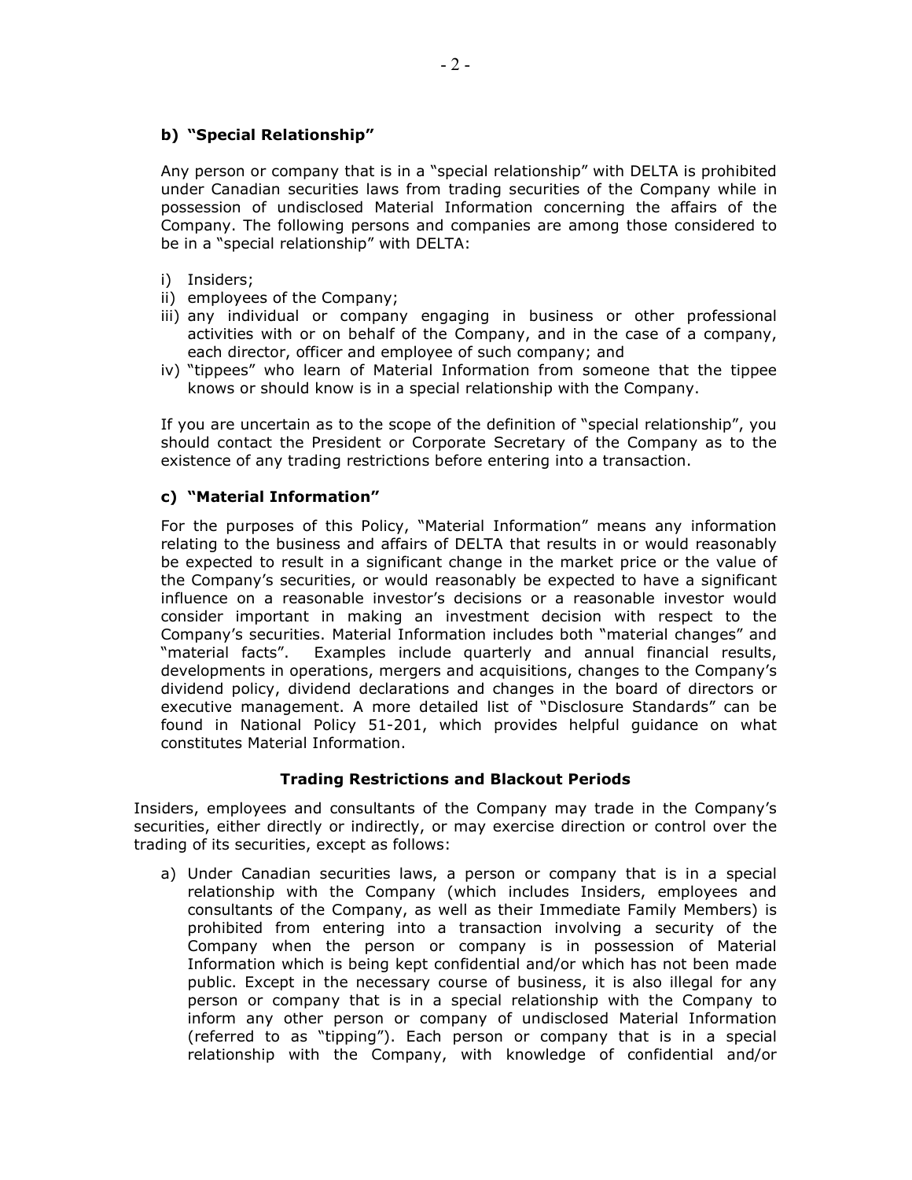**b) "Special Relationship"**

Any person or company that is in a "special relationship" with DELTA is prohibited under Canadian securities laws from trading securities of the Company while in possession of undisclosed Material Information concerning the affairs of the Company. The following persons and companies are among those considered to be in a "special relationship" with DELTA:

i) Insiders;
ii) employees of the Company;
iii) any individual or company engaging in business or other professional activities with or on behalf of the Company, and in the case of a company, each director, officer and employee of such company; and
iv) "tippees" who learn of Material Information from someone that the tippee knows or should know is in a special relationship with the Company.

If you are uncertain as to the scope of the definition of "special relationship", you should contact the President or Corporate Secretary of the Company as to the existence of any trading restrictions before entering into a transaction.

**c) "Material Information"**

For the purposes of this Policy, "Material Information" means any information relating to the business and affairs of DELTA that results in or would reasonably be expected to result in a significant change in the market price or the value of the Company's securities, or would reasonably be expected to have a significant influence on a reasonable investor's decisions or a reasonable investor would consider important in making an investment decision with respect to the Company's securities. Material Information includes both "material changes" and "material facts". Examples include quarterly and annual financial results, developments in operations, mergers and acquisitions, changes to the Company's dividend policy, dividend declarations and changes in the board of directors or executive management. A more detailed list of "Disclosure Standards" can be found in National Policy 51-201, which provides helpful guidance on what constitutes Material Information.

## Trading Restrictions and Blackout Periods

Insiders, employees and consultants of the Company may trade in the Company's securities, either directly or indirectly, or may exercise direction or control over the trading of its securities, except as follows:

a) Under Canadian securities laws, a person or company that is in a special relationship with the Company (which includes Insiders, employees and consultants of the Company, as well as their Immediate Family Members) is prohibited from entering into a transaction involving a security of the Company when the person or company is in possession of Material Information which is being kept confidential and/or which has not been made public. Except in the necessary course of business, it is also illegal for any person or company that is in a special relationship with the Company to inform any other person or company of undisclosed Material Information (referred to as "tipping"). Each person or company that is in a special relationship with the Company, with knowledge of confidential and/or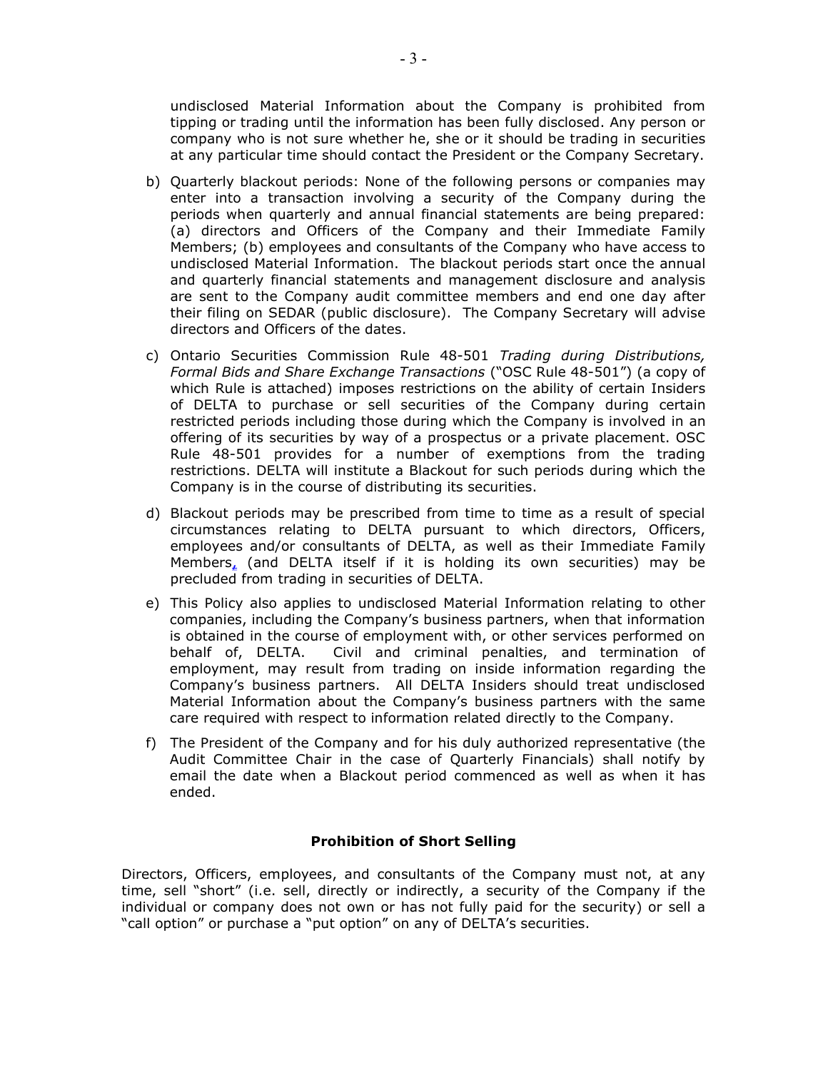undisclosed Material Information about the Company is prohibited from tipping or trading until the information has been fully disclosed. Any person or company who is not sure whether he, she or it should be trading in securities at any particular time should contact the President or the Company Secretary.

b) Quarterly blackout periods: None of the following persons or companies may enter into a transaction involving a security of the Company during the periods when quarterly and annual financial statements are being prepared: (a) directors and Officers of the Company and their Immediate Family Members; (b) employees and consultants of the Company who have access to undisclosed Material Information. The blackout periods start once the annual and quarterly financial statements and management disclosure and analysis are sent to the Company audit committee members and end one day after their filing on SEDAR (public disclosure). The Company Secretary will advise directors and Officers of the dates.

c) Ontario Securities Commission Rule 48-501 *Trading during Distributions, Formal Bids and Share Exchange Transactions* ("OSC Rule 48-501") (a copy of which Rule is attached) imposes restrictions on the ability of certain Insiders of DELTA to purchase or sell securities of the Company during certain restricted periods including those during which the Company is involved in an offering of its securities by way of a prospectus or a private placement. OSC Rule 48-501 provides for a number of exemptions from the trading restrictions. DELTA will institute a Blackout for such periods during which the Company is in the course of distributing its securities.

d) Blackout periods may be prescribed from time to time as a result of special circumstances relating to DELTA pursuant to which directors, Officers, employees and/or consultants of DELTA, as well as their Immediate Family Members, (and DELTA itself if it is holding its own securities) may be precluded from trading in securities of DELTA.

e) This Policy also applies to undisclosed Material Information relating to other companies, including the Company's business partners, when that information is obtained in the course of employment with, or other services performed on behalf of, DELTA. Civil and criminal penalties, and termination of employment, may result from trading on inside information regarding the Company's business partners. All DELTA Insiders should treat undisclosed Material Information about the Company's business partners with the same care required with respect to information related directly to the Company.

f) The President of the Company and for his duly authorized representative (the Audit Committee Chair in the case of Quarterly Financials) shall notify by email the date when a Blackout period commenced as well as when it has ended.

**Prohibition of Short Selling**

Directors, Officers, employees, and consultants of the Company must not, at any time, sell "short" (i.e. sell, directly or indirectly, a security of the Company if the individual or company does not own or has not fully paid for the security) or sell a "call option" or purchase a "put option" on any of DELTA's securities.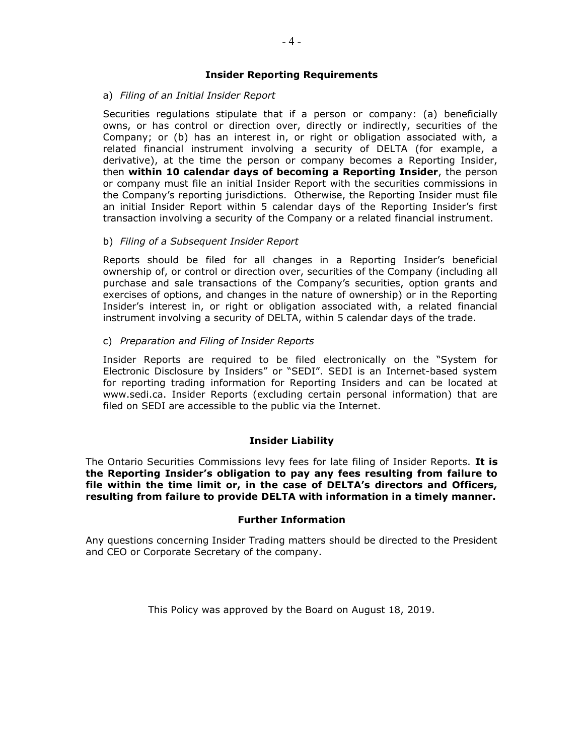## Insider Reporting Requirements

a) *Filing of an Initial Insider Report*

Securities regulations stipulate that if a person or company: (a) beneficially owns, or has control or direction over, directly or indirectly, securities of the Company; or (b) has an interest in, or right or obligation associated with, a related financial instrument involving a security of DELTA (for example, a derivative), at the time the person or company becomes a Reporting Insider, then **within 10 calendar days of becoming a Reporting Insider**, the person or company must file an initial Insider Report with the securities commissions in the Company's reporting jurisdictions. Otherwise, the Reporting Insider must file an initial Insider Report within 5 calendar days of the Reporting Insider's first transaction involving a security of the Company or a related financial instrument.

b) *Filing of a Subsequent Insider Report*

Reports should be filed for all changes in a Reporting Insider's beneficial ownership of, or control or direction over, securities of the Company (including all purchase and sale transactions of the Company's securities, option grants and exercises of options, and changes in the nature of ownership) or in the Reporting Insider's interest in, or right or obligation associated with, a related financial instrument involving a security of DELTA, within 5 calendar days of the trade.

c) *Preparation and Filing of Insider Reports*

Insider Reports are required to be filed electronically on the "System for Electronic Disclosure by Insiders" or "SEDI". SEDI is an Internet-based system for reporting trading information for Reporting Insiders and can be located at www.sedi.ca. Insider Reports (excluding certain personal information) that are filed on SEDI are accessible to the public via the Internet.

## Insider Liability

The Ontario Securities Commissions levy fees for late filing of Insider Reports. **It is the Reporting Insider's obligation to pay any fees resulting from failure to file within the time limit or, in the case of DELTA's directors and Officers, resulting from failure to provide DELTA with information in a timely manner.**

## Further Information

Any questions concerning Insider Trading matters should be directed to the President and CEO or Corporate Secretary of the company.

This Policy was approved by the Board on August 18, 2019.